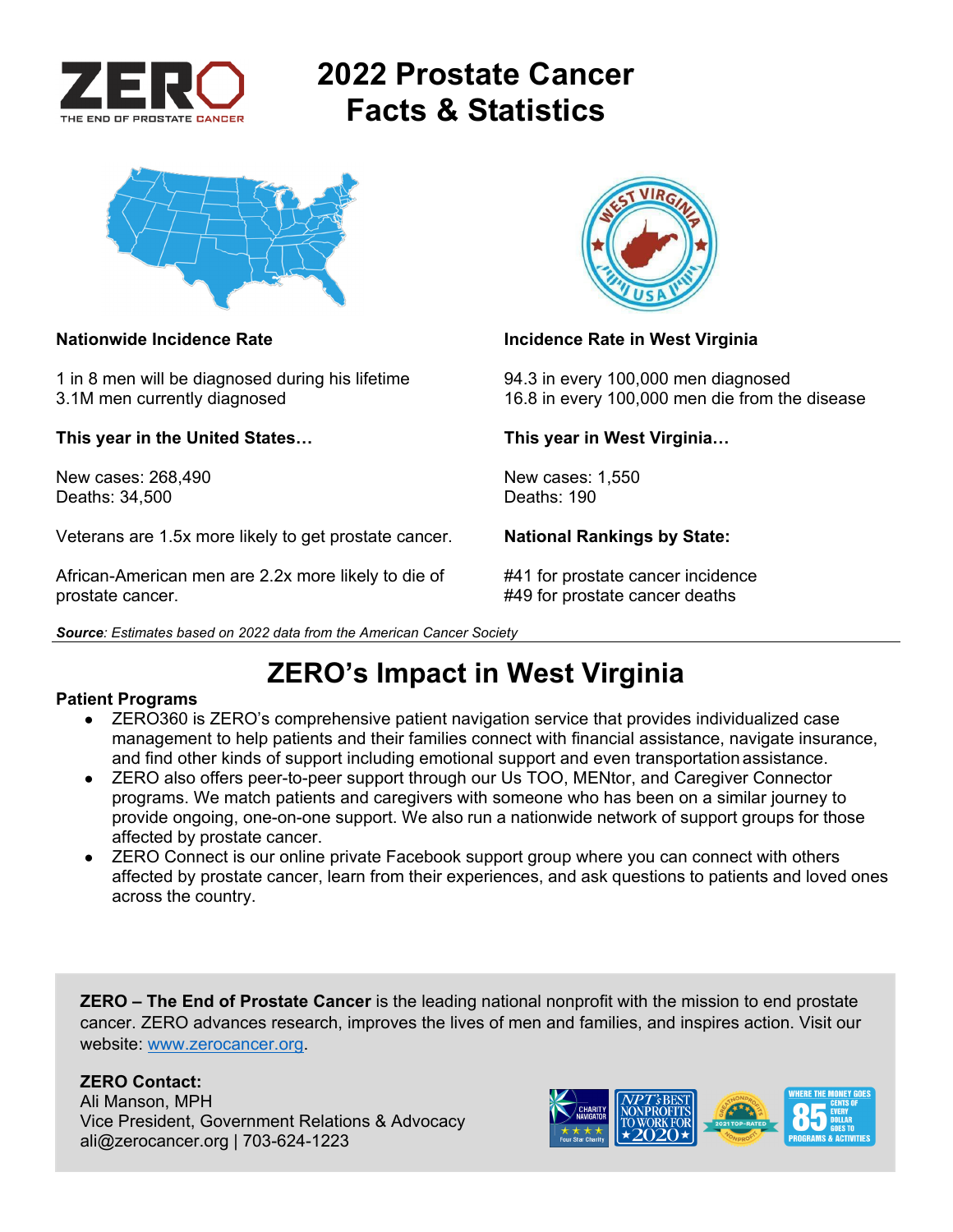# 2022 Prostate Cancer Facts & Statistics

ZERO
THE END OF PROSTATE CANCER

### Nationwide Incidence Rate

1 in 8 men will be diagnosed during his lifetime
3.1M men currently diagnosed

**This year in the United States…**

New cases: 268,490
Deaths: 34,500

Veterans are 1.5x more likely to get prostate cancer.

African-American men are 2.2x more likely to die of prostate cancer.

### Incidence Rate in West Virginia

94.3 in every 100,000 men diagnosed
16.8 in every 100,000 men die from the disease

**This year in West Virginia…**

New cases: 1,550
Deaths: 190

**National Rankings by State:**

#41 for prostate cancer incidence
#49 for prostate cancer deaths

***Source**: Estimates based on 2022 data from the American Cancer Society*

## ZERO's Impact in West Virginia

**Patient Programs**

- ZERO360 is ZERO's comprehensive patient navigation service that provides individualized case management to help patients and their families connect with financial assistance, navigate insurance, and find other kinds of support including emotional support and even transportation assistance.
- ZERO also offers peer-to-peer support through our Us TOO, MENtor, and Caregiver Connector programs. We match patients and caregivers with someone who has been on a similar journey to provide ongoing, one-on-one support. We also run a nationwide network of support groups for those affected by prostate cancer.
- ZERO Connect is our online private Facebook support group where you can connect with others affected by prostate cancer, learn from their experiences, and ask questions to patients and loved ones across the country.

**ZERO – The End of Prostate Cancer** is the leading national nonprofit with the mission to end prostate cancer. ZERO advances research, improves the lives of men and families, and inspires action. Visit our website: www.zerocancer.org.

**ZERO Contact:**
Ali Manson, MPH
Vice President, Government Relations & Advocacy
ali@zerocancer.org | 703-624-1223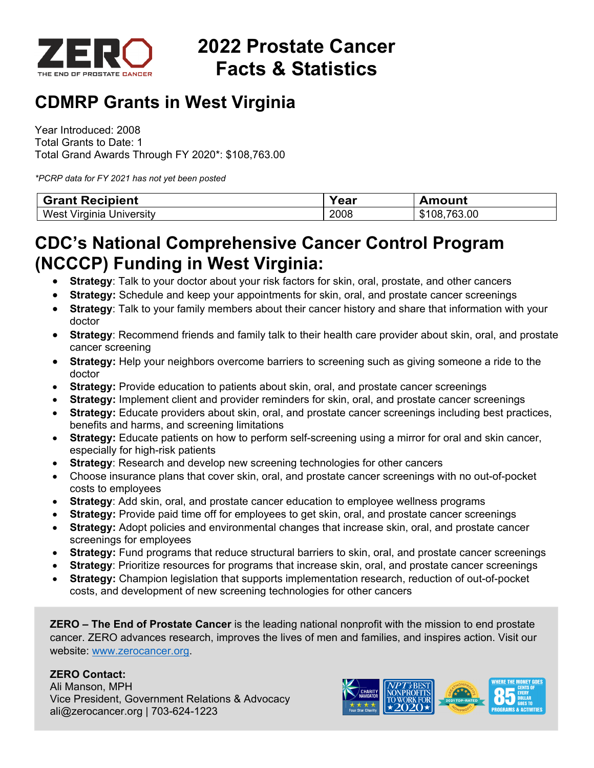ZERO
THE END OF PROSTATE CANCER

# 2022 Prostate Cancer Facts & Statistics

## CDMRP Grants in West Virginia

Year Introduced: 2008
Total Grants to Date: 1
Total Grand Awards Through FY 2020*: $108,763.00

*\*PCRP data for FY 2021 has not yet been posted*

| Grant Recipient | Year | Amount |
|---|---|---|
| West Virginia University | 2008 | $108,763.00 |

## CDC's National Comprehensive Cancer Control Program (NCCCP) Funding in West Virginia:

- **Strategy**: Talk to your doctor about your risk factors for skin, oral, prostate, and other cancers
- **Strategy:** Schedule and keep your appointments for skin, oral, and prostate cancer screenings
- **Strategy**: Talk to your family members about their cancer history and share that information with your doctor
- **Strategy**: Recommend friends and family talk to their health care provider about skin, oral, and prostate cancer screening
- **Strategy:** Help your neighbors overcome barriers to screening such as giving someone a ride to the doctor
- **Strategy:** Provide education to patients about skin, oral, and prostate cancer screenings
- **Strategy:** Implement client and provider reminders for skin, oral, and prostate cancer screenings
- **Strategy:** Educate providers about skin, oral, and prostate cancer screenings including best practices, benefits and harms, and screening limitations
- **Strategy:** Educate patients on how to perform self-screening using a mirror for oral and skin cancer, especially for high-risk patients
- **Strategy**: Research and develop new screening technologies for other cancers
- Choose insurance plans that cover skin, oral, and prostate cancer screenings with no out-of-pocket costs to employees
- **Strategy**: Add skin, oral, and prostate cancer education to employee wellness programs
- **Strategy:** Provide paid time off for employees to get skin, oral, and prostate cancer screenings
- **Strategy:** Adopt policies and environmental changes that increase skin, oral, and prostate cancer screenings for employees
- **Strategy:** Fund programs that reduce structural barriers to skin, oral, and prostate cancer screenings
- **Strategy**: Prioritize resources for programs that increase skin, oral, and prostate cancer screenings
- **Strategy:** Champion legislation that supports implementation research, reduction of out-of-pocket costs, and development of new screening technologies for other cancers

**ZERO – The End of Prostate Cancer** is the leading national nonprofit with the mission to end prostate cancer. ZERO advances research, improves the lives of men and families, and inspires action. Visit our website: www.zerocancer.org.

**ZERO Contact:**
Ali Manson, MPH
Vice President, Government Relations & Advocacy
ali@zerocancer.org | 703-624-1223

CHARITY NAVIGATOR Four Star Charity

NPT's BEST NONPROFITS TO WORK FOR 2020

GREAT NONPROFITS 2021 TOP-RATED

WHERE THE MONEY GOES 85 CENTS OF EVERY DOLLAR GOES TO PROGRAMS & ACTIVITIES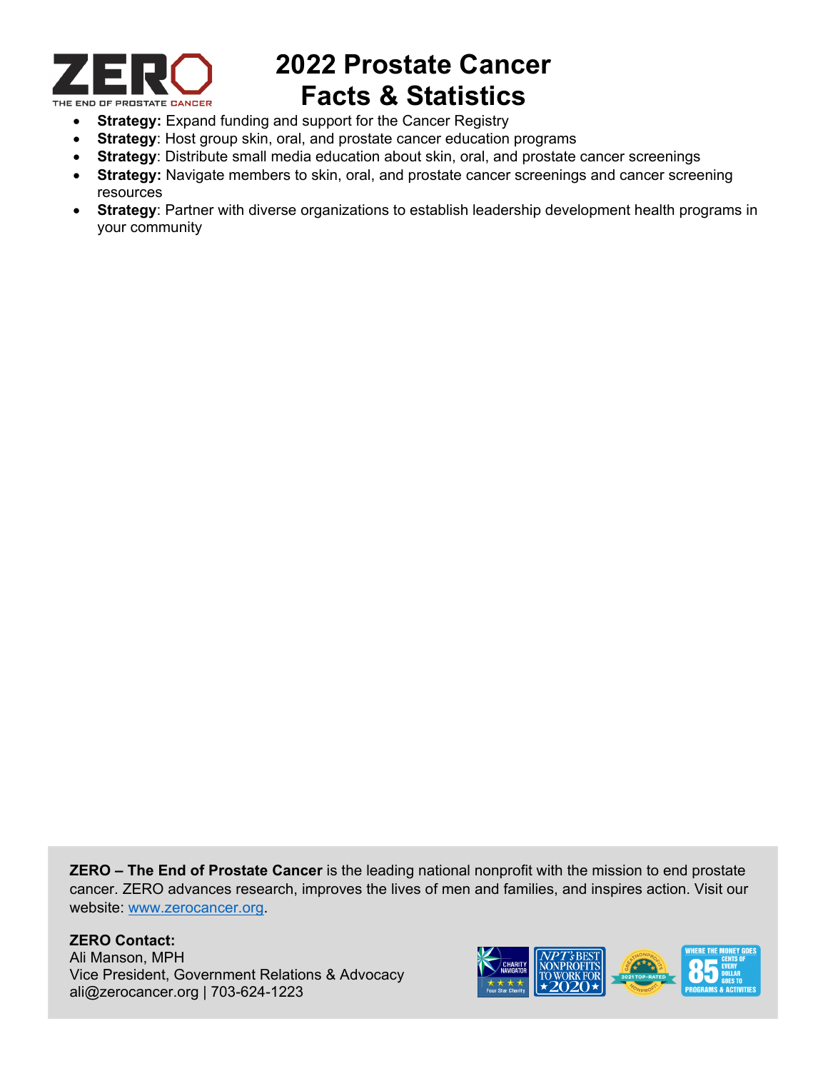# 2022 Prostate Cancer Facts & Statistics

- **Strategy:** Expand funding and support for the Cancer Registry
- **Strategy**: Host group skin, oral, and prostate cancer education programs
- **Strategy**: Distribute small media education about skin, oral, and prostate cancer screenings
- **Strategy:** Navigate members to skin, oral, and prostate cancer screenings and cancer screening resources
- **Strategy**: Partner with diverse organizations to establish leadership development health programs in your community

**ZERO – The End of Prostate Cancer** is the leading national nonprofit with the mission to end prostate cancer. ZERO advances research, improves the lives of men and families, and inspires action. Visit our website: [www.zerocancer.org](http://www.zerocancer.org).

**ZERO Contact:**
Ali Manson, MPH
Vice President, Government Relations & Advocacy
ali@zerocancer.org | 703-624-1223